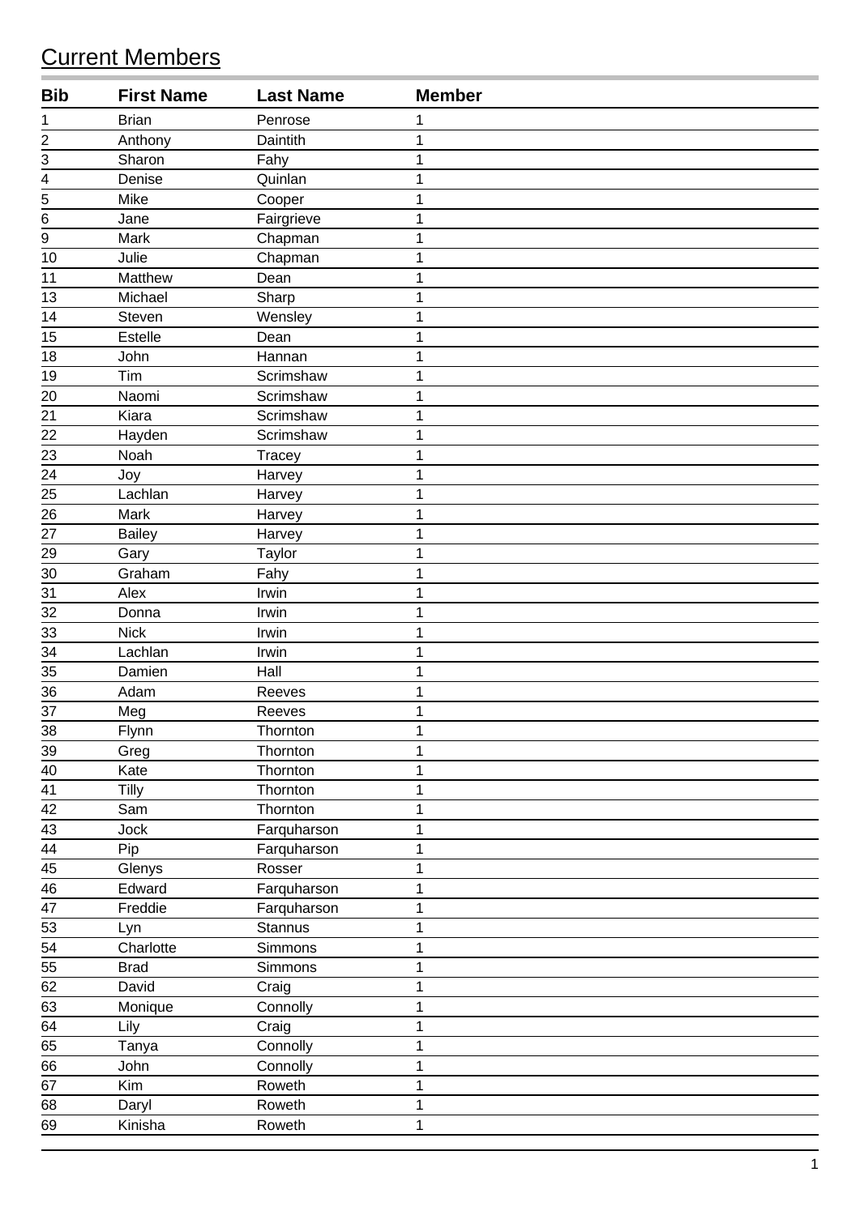# Current Members

| Bib | First Name | Last Name | Member |
|---|---|---|---|
| 1 | Brian | Penrose | 1 |
| 2 | Anthony | Daintith | 1 |
| 3 | Sharon | Fahy | 1 |
| 4 | Denise | Quinlan | 1 |
| 5 | Mike | Cooper | 1 |
| 6 | Jane | Fairgrieve | 1 |
| 9 | Mark | Chapman | 1 |
| 10 | Julie | Chapman | 1 |
| 11 | Matthew | Dean | 1 |
| 13 | Michael | Sharp | 1 |
| 14 | Steven | Wensley | 1 |
| 15 | Estelle | Dean | 1 |
| 18 | John | Hannan | 1 |
| 19 | Tim | Scrimshaw | 1 |
| 20 | Naomi | Scrimshaw | 1 |
| 21 | Kiara | Scrimshaw | 1 |
| 22 | Hayden | Scrimshaw | 1 |
| 23 | Noah | Tracey | 1 |
| 24 | Joy | Harvey | 1 |
| 25 | Lachlan | Harvey | 1 |
| 26 | Mark | Harvey | 1 |
| 27 | Bailey | Harvey | 1 |
| 29 | Gary | Taylor | 1 |
| 30 | Graham | Fahy | 1 |
| 31 | Alex | Irwin | 1 |
| 32 | Donna | Irwin | 1 |
| 33 | Nick | Irwin | 1 |
| 34 | Lachlan | Irwin | 1 |
| 35 | Damien | Hall | 1 |
| 36 | Adam | Reeves | 1 |
| 37 | Meg | Reeves | 1 |
| 38 | Flynn | Thornton | 1 |
| 39 | Greg | Thornton | 1 |
| 40 | Kate | Thornton | 1 |
| 41 | Tilly | Thornton | 1 |
| 42 | Sam | Thornton | 1 |
| 43 | Jock | Farquharson | 1 |
| 44 | Pip | Farquharson | 1 |
| 45 | Glenys | Rosser | 1 |
| 46 | Edward | Farquharson | 1 |
| 47 | Freddie | Farquharson | 1 |
| 53 | Lyn | Stannus | 1 |
| 54 | Charlotte | Simmons | 1 |
| 55 | Brad | Simmons | 1 |
| 62 | David | Craig | 1 |
| 63 | Monique | Connolly | 1 |
| 64 | Lily | Craig | 1 |
| 65 | Tanya | Connolly | 1 |
| 66 | John | Connolly | 1 |
| 67 | Kim | Roweth | 1 |
| 68 | Daryl | Roweth | 1 |
| 69 | Kinisha | Roweth | 1 |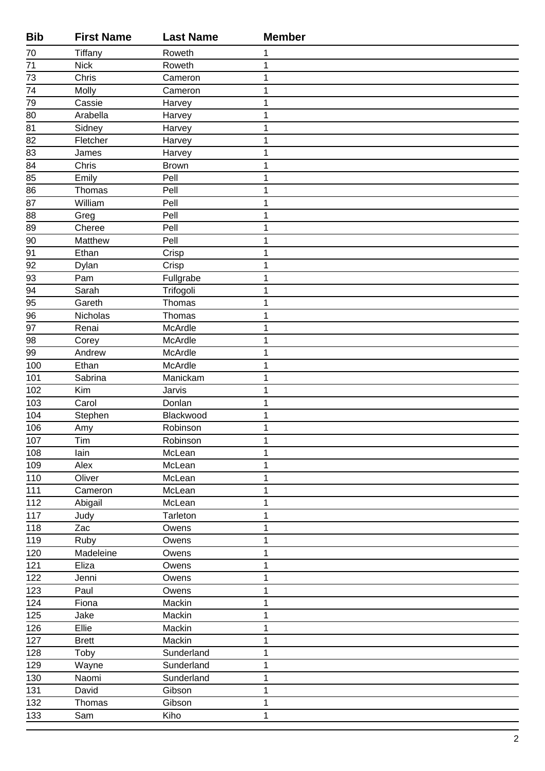| Bib | First Name | Last Name | Member |
|---|---|---|---|
| 70 | Tiffany | Roweth | 1 |
| 71 | Nick | Roweth | 1 |
| 73 | Chris | Cameron | 1 |
| 74 | Molly | Cameron | 1 |
| 79 | Cassie | Harvey | 1 |
| 80 | Arabella | Harvey | 1 |
| 81 | Sidney | Harvey | 1 |
| 82 | Fletcher | Harvey | 1 |
| 83 | James | Harvey | 1 |
| 84 | Chris | Brown | 1 |
| 85 | Emily | Pell | 1 |
| 86 | Thomas | Pell | 1 |
| 87 | William | Pell | 1 |
| 88 | Greg | Pell | 1 |
| 89 | Cheree | Pell | 1 |
| 90 | Matthew | Pell | 1 |
| 91 | Ethan | Crisp | 1 |
| 92 | Dylan | Crisp | 1 |
| 93 | Pam | Fullgrabe | 1 |
| 94 | Sarah | Trifogoli | 1 |
| 95 | Gareth | Thomas | 1 |
| 96 | Nicholas | Thomas | 1 |
| 97 | Renai | McArdle | 1 |
| 98 | Corey | McArdle | 1 |
| 99 | Andrew | McArdle | 1 |
| 100 | Ethan | McArdle | 1 |
| 101 | Sabrina | Manickam | 1 |
| 102 | Kim | Jarvis | 1 |
| 103 | Carol | Donlan | 1 |
| 104 | Stephen | Blackwood | 1 |
| 106 | Amy | Robinson | 1 |
| 107 | Tim | Robinson | 1 |
| 108 | Iain | McLean | 1 |
| 109 | Alex | McLean | 1 |
| 110 | Oliver | McLean | 1 |
| 111 | Cameron | McLean | 1 |
| 112 | Abigail | McLean | 1 |
| 117 | Judy | Tarleton | 1 |
| 118 | Zac | Owens | 1 |
| 119 | Ruby | Owens | 1 |
| 120 | Madeleine | Owens | 1 |
| 121 | Eliza | Owens | 1 |
| 122 | Jenni | Owens | 1 |
| 123 | Paul | Owens | 1 |
| 124 | Fiona | Mackin | 1 |
| 125 | Jake | Mackin | 1 |
| 126 | Ellie | Mackin | 1 |
| 127 | Brett | Mackin | 1 |
| 128 | Toby | Sunderland | 1 |
| 129 | Wayne | Sunderland | 1 |
| 130 | Naomi | Sunderland | 1 |
| 131 | David | Gibson | 1 |
| 132 | Thomas | Gibson | 1 |
| 133 | Sam | Kiho | 1 |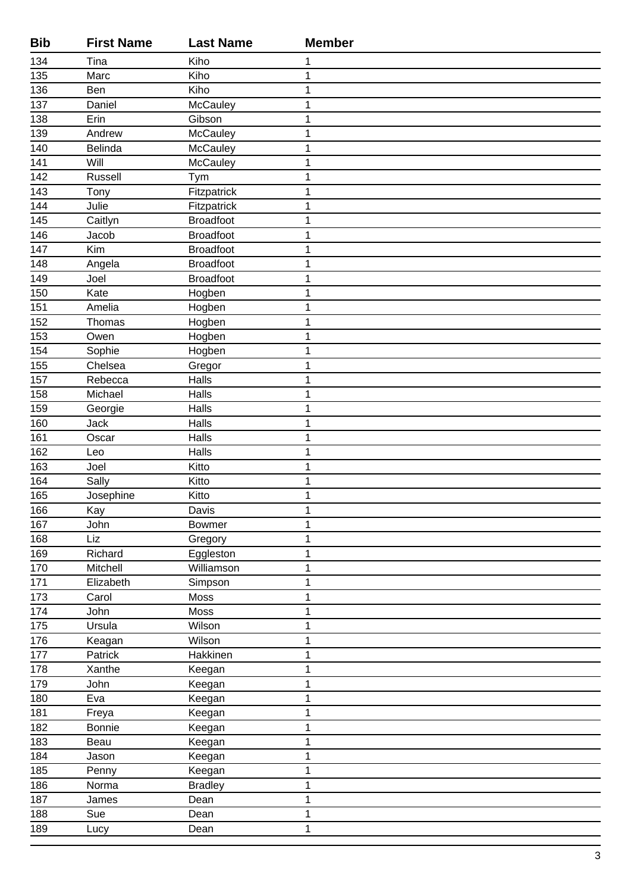| Bib | First Name | Last Name | Member |
|---|---|---|---|
| 134 | Tina | Kiho | 1 |
| 135 | Marc | Kiho | 1 |
| 136 | Ben | Kiho | 1 |
| 137 | Daniel | McCauley | 1 |
| 138 | Erin | Gibson | 1 |
| 139 | Andrew | McCauley | 1 |
| 140 | Belinda | McCauley | 1 |
| 141 | Will | McCauley | 1 |
| 142 | Russell | Tym | 1 |
| 143 | Tony | Fitzpatrick | 1 |
| 144 | Julie | Fitzpatrick | 1 |
| 145 | Caitlyn | Broadfoot | 1 |
| 146 | Jacob | Broadfoot | 1 |
| 147 | Kim | Broadfoot | 1 |
| 148 | Angela | Broadfoot | 1 |
| 149 | Joel | Broadfoot | 1 |
| 150 | Kate | Hogben | 1 |
| 151 | Amelia | Hogben | 1 |
| 152 | Thomas | Hogben | 1 |
| 153 | Owen | Hogben | 1 |
| 154 | Sophie | Hogben | 1 |
| 155 | Chelsea | Gregor | 1 |
| 157 | Rebecca | Halls | 1 |
| 158 | Michael | Halls | 1 |
| 159 | Georgie | Halls | 1 |
| 160 | Jack | Halls | 1 |
| 161 | Oscar | Halls | 1 |
| 162 | Leo | Halls | 1 |
| 163 | Joel | Kitto | 1 |
| 164 | Sally | Kitto | 1 |
| 165 | Josephine | Kitto | 1 |
| 166 | Kay | Davis | 1 |
| 167 | John | Bowmer | 1 |
| 168 | Liz | Gregory | 1 |
| 169 | Richard | Eggleston | 1 |
| 170 | Mitchell | Williamson | 1 |
| 171 | Elizabeth | Simpson | 1 |
| 173 | Carol | Moss | 1 |
| 174 | John | Moss | 1 |
| 175 | Ursula | Wilson | 1 |
| 176 | Keagan | Wilson | 1 |
| 177 | Patrick | Hakkinen | 1 |
| 178 | Xanthe | Keegan | 1 |
| 179 | John | Keegan | 1 |
| 180 | Eva | Keegan | 1 |
| 181 | Freya | Keegan | 1 |
| 182 | Bonnie | Keegan | 1 |
| 183 | Beau | Keegan | 1 |
| 184 | Jason | Keegan | 1 |
| 185 | Penny | Keegan | 1 |
| 186 | Norma | Bradley | 1 |
| 187 | James | Dean | 1 |
| 188 | Sue | Dean | 1 |
| 189 | Lucy | Dean | 1 |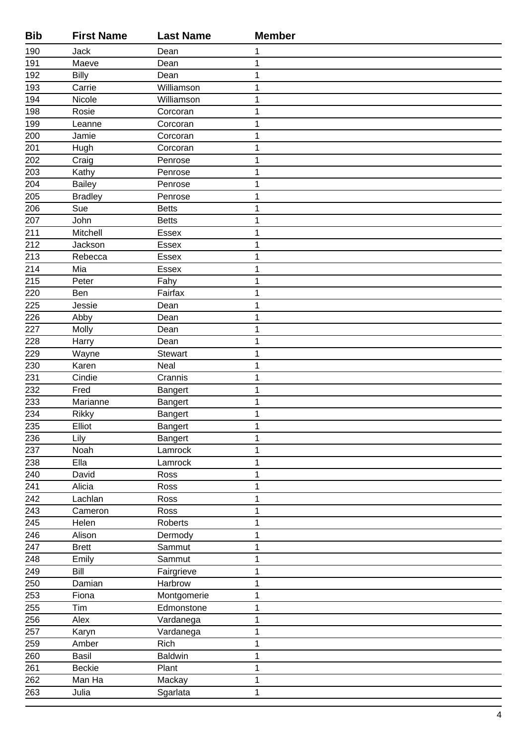| Bib | First Name | Last Name | Member |
|---|---|---|---|
| 190 | Jack | Dean | 1 |
| 191 | Maeve | Dean | 1 |
| 192 | Billy | Dean | 1 |
| 193 | Carrie | Williamson | 1 |
| 194 | Nicole | Williamson | 1 |
| 198 | Rosie | Corcoran | 1 |
| 199 | Leanne | Corcoran | 1 |
| 200 | Jamie | Corcoran | 1 |
| 201 | Hugh | Corcoran | 1 |
| 202 | Craig | Penrose | 1 |
| 203 | Kathy | Penrose | 1 |
| 204 | Bailey | Penrose | 1 |
| 205 | Bradley | Penrose | 1 |
| 206 | Sue | Betts | 1 |
| 207 | John | Betts | 1 |
| 211 | Mitchell | Essex | 1 |
| 212 | Jackson | Essex | 1 |
| 213 | Rebecca | Essex | 1 |
| 214 | Mia | Essex | 1 |
| 215 | Peter | Fahy | 1 |
| 220 | Ben | Fairfax | 1 |
| 225 | Jessie | Dean | 1 |
| 226 | Abby | Dean | 1 |
| 227 | Molly | Dean | 1 |
| 228 | Harry | Dean | 1 |
| 229 | Wayne | Stewart | 1 |
| 230 | Karen | Neal | 1 |
| 231 | Cindie | Crannis | 1 |
| 232 | Fred | Bangert | 1 |
| 233 | Marianne | Bangert | 1 |
| 234 | Rikky | Bangert | 1 |
| 235 | Elliot | Bangert | 1 |
| 236 | Lily | Bangert | 1 |
| 237 | Noah | Lamrock | 1 |
| 238 | Ella | Lamrock | 1 |
| 240 | David | Ross | 1 |
| 241 | Alicia | Ross | 1 |
| 242 | Lachlan | Ross | 1 |
| 243 | Cameron | Ross | 1 |
| 245 | Helen | Roberts | 1 |
| 246 | Alison | Dermody | 1 |
| 247 | Brett | Sammut | 1 |
| 248 | Emily | Sammut | 1 |
| 249 | Bill | Fairgrieve | 1 |
| 250 | Damian | Harbrow | 1 |
| 253 | Fiona | Montgomerie | 1 |
| 255 | Tim | Edmonstone | 1 |
| 256 | Alex | Vardanega | 1 |
| 257 | Karyn | Vardanega | 1 |
| 259 | Amber | Rich | 1 |
| 260 | Basil | Baldwin | 1 |
| 261 | Beckie | Plant | 1 |
| 262 | Man Ha | Mackay | 1 |
| 263 | Julia | Sgarlata | 1 |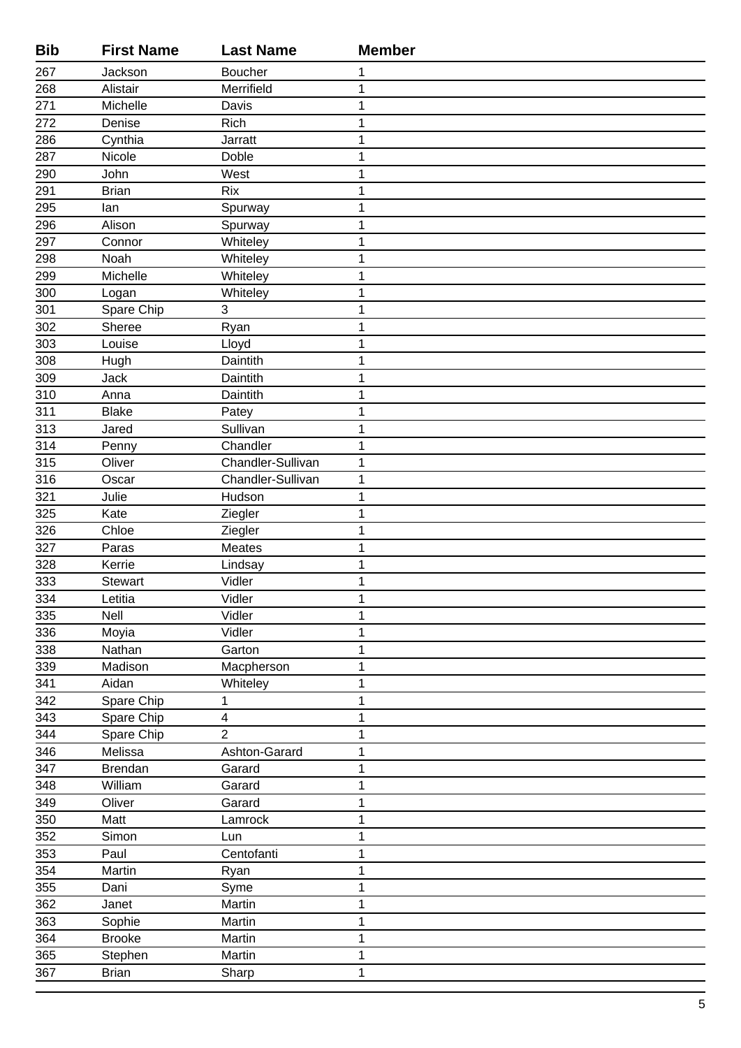| Bib | First Name | Last Name | Member |
|---|---|---|---|
| 267 | Jackson | Boucher | 1 |
| 268 | Alistair | Merrifield | 1 |
| 271 | Michelle | Davis | 1 |
| 272 | Denise | Rich | 1 |
| 286 | Cynthia | Jarratt | 1 |
| 287 | Nicole | Doble | 1 |
| 290 | John | West | 1 |
| 291 | Brian | Rix | 1 |
| 295 | Ian | Spurway | 1 |
| 296 | Alison | Spurway | 1 |
| 297 | Connor | Whiteley | 1 |
| 298 | Noah | Whiteley | 1 |
| 299 | Michelle | Whiteley | 1 |
| 300 | Logan | Whiteley | 1 |
| 301 | Spare Chip | 3 | 1 |
| 302 | Sheree | Ryan | 1 |
| 303 | Louise | Lloyd | 1 |
| 308 | Hugh | Daintith | 1 |
| 309 | Jack | Daintith | 1 |
| 310 | Anna | Daintith | 1 |
| 311 | Blake | Patey | 1 |
| 313 | Jared | Sullivan | 1 |
| 314 | Penny | Chandler | 1 |
| 315 | Oliver | Chandler-Sullivan | 1 |
| 316 | Oscar | Chandler-Sullivan | 1 |
| 321 | Julie | Hudson | 1 |
| 325 | Kate | Ziegler | 1 |
| 326 | Chloe | Ziegler | 1 |
| 327 | Paras | Meates | 1 |
| 328 | Kerrie | Lindsay | 1 |
| 333 | Stewart | Vidler | 1 |
| 334 | Letitia | Vidler | 1 |
| 335 | Nell | Vidler | 1 |
| 336 | Moyia | Vidler | 1 |
| 338 | Nathan | Garton | 1 |
| 339 | Madison | Macpherson | 1 |
| 341 | Aidan | Whiteley | 1 |
| 342 | Spare Chip | 1 | 1 |
| 343 | Spare Chip | 4 | 1 |
| 344 | Spare Chip | 2 | 1 |
| 346 | Melissa | Ashton-Garard | 1 |
| 347 | Brendan | Garard | 1 |
| 348 | William | Garard | 1 |
| 349 | Oliver | Garard | 1 |
| 350 | Matt | Lamrock | 1 |
| 352 | Simon | Lun | 1 |
| 353 | Paul | Centofanti | 1 |
| 354 | Martin | Ryan | 1 |
| 355 | Dani | Syme | 1 |
| 362 | Janet | Martin | 1 |
| 363 | Sophie | Martin | 1 |
| 364 | Brooke | Martin | 1 |
| 365 | Stephen | Martin | 1 |
| 367 | Brian | Sharp | 1 |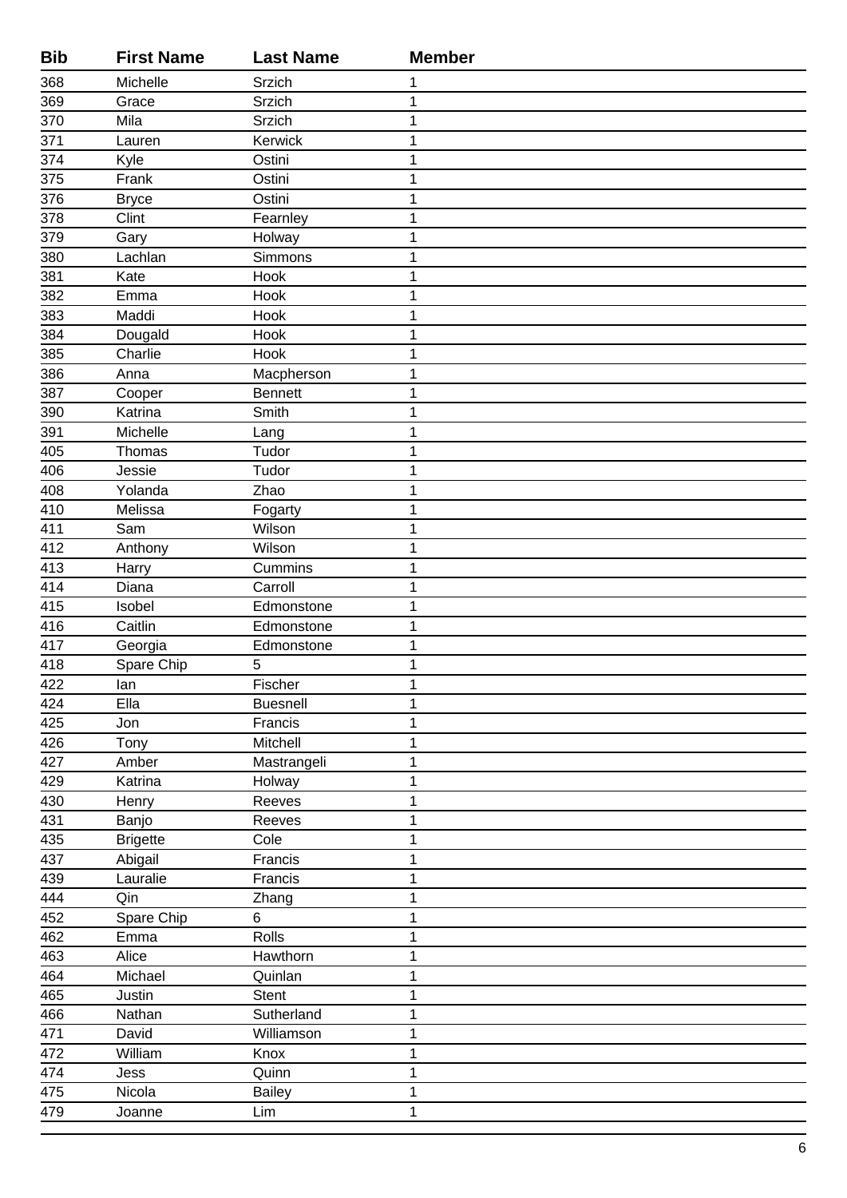| Bib | First Name | Last Name | Member |
|---|---|---|---|
| 368 | Michelle | Srzich | 1 |
| 369 | Grace | Srzich | 1 |
| 370 | Mila | Srzich | 1 |
| 371 | Lauren | Kerwick | 1 |
| 374 | Kyle | Ostini | 1 |
| 375 | Frank | Ostini | 1 |
| 376 | Bryce | Ostini | 1 |
| 378 | Clint | Fearnley | 1 |
| 379 | Gary | Holway | 1 |
| 380 | Lachlan | Simmons | 1 |
| 381 | Kate | Hook | 1 |
| 382 | Emma | Hook | 1 |
| 383 | Maddi | Hook | 1 |
| 384 | Dougald | Hook | 1 |
| 385 | Charlie | Hook | 1 |
| 386 | Anna | Macpherson | 1 |
| 387 | Cooper | Bennett | 1 |
| 390 | Katrina | Smith | 1 |
| 391 | Michelle | Lang | 1 |
| 405 | Thomas | Tudor | 1 |
| 406 | Jessie | Tudor | 1 |
| 408 | Yolanda | Zhao | 1 |
| 410 | Melissa | Fogarty | 1 |
| 411 | Sam | Wilson | 1 |
| 412 | Anthony | Wilson | 1 |
| 413 | Harry | Cummins | 1 |
| 414 | Diana | Carroll | 1 |
| 415 | Isobel | Edmonstone | 1 |
| 416 | Caitlin | Edmonstone | 1 |
| 417 | Georgia | Edmonstone | 1 |
| 418 | Spare Chip | 5 | 1 |
| 422 | Ian | Fischer | 1 |
| 424 | Ella | Buesnell | 1 |
| 425 | Jon | Francis | 1 |
| 426 | Tony | Mitchell | 1 |
| 427 | Amber | Mastrangeli | 1 |
| 429 | Katrina | Holway | 1 |
| 430 | Henry | Reeves | 1 |
| 431 | Banjo | Reeves | 1 |
| 435 | Brigette | Cole | 1 |
| 437 | Abigail | Francis | 1 |
| 439 | Lauralie | Francis | 1 |
| 444 | Qin | Zhang | 1 |
| 452 | Spare Chip | 6 | 1 |
| 462 | Emma | Rolls | 1 |
| 463 | Alice | Hawthorn | 1 |
| 464 | Michael | Quinlan | 1 |
| 465 | Justin | Stent | 1 |
| 466 | Nathan | Sutherland | 1 |
| 471 | David | Williamson | 1 |
| 472 | William | Knox | 1 |
| 474 | Jess | Quinn | 1 |
| 475 | Nicola | Bailey | 1 |
| 479 | Joanne | Lim | 1 |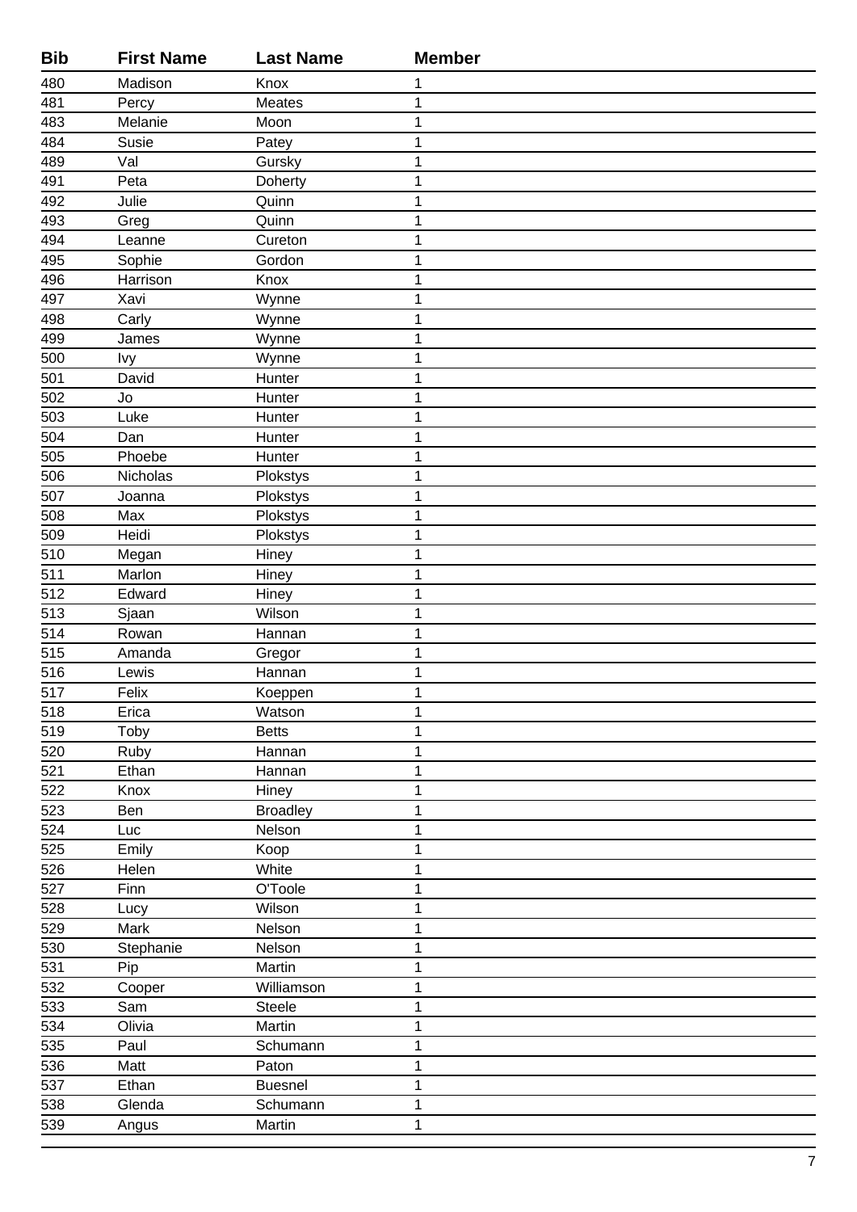| Bib | First Name | Last Name | Member |
|---|---|---|---|
| 480 | Madison | Knox | 1 |
| 481 | Percy | Meates | 1 |
| 483 | Melanie | Moon | 1 |
| 484 | Susie | Patey | 1 |
| 489 | Val | Gursky | 1 |
| 491 | Peta | Doherty | 1 |
| 492 | Julie | Quinn | 1 |
| 493 | Greg | Quinn | 1 |
| 494 | Leanne | Cureton | 1 |
| 495 | Sophie | Gordon | 1 |
| 496 | Harrison | Knox | 1 |
| 497 | Xavi | Wynne | 1 |
| 498 | Carly | Wynne | 1 |
| 499 | James | Wynne | 1 |
| 500 | Ivy | Wynne | 1 |
| 501 | David | Hunter | 1 |
| 502 | Jo | Hunter | 1 |
| 503 | Luke | Hunter | 1 |
| 504 | Dan | Hunter | 1 |
| 505 | Phoebe | Hunter | 1 |
| 506 | Nicholas | Plokstys | 1 |
| 507 | Joanna | Plokstys | 1 |
| 508 | Max | Plokstys | 1 |
| 509 | Heidi | Plokstys | 1 |
| 510 | Megan | Hiney | 1 |
| 511 | Marlon | Hiney | 1 |
| 512 | Edward | Hiney | 1 |
| 513 | Sjaan | Wilson | 1 |
| 514 | Rowan | Hannan | 1 |
| 515 | Amanda | Gregor | 1 |
| 516 | Lewis | Hannan | 1 |
| 517 | Felix | Koeppen | 1 |
| 518 | Erica | Watson | 1 |
| 519 | Toby | Betts | 1 |
| 520 | Ruby | Hannan | 1 |
| 521 | Ethan | Hannan | 1 |
| 522 | Knox | Hiney | 1 |
| 523 | Ben | Broadley | 1 |
| 524 | Luc | Nelson | 1 |
| 525 | Emily | Koop | 1 |
| 526 | Helen | White | 1 |
| 527 | Finn | O'Toole | 1 |
| 528 | Lucy | Wilson | 1 |
| 529 | Mark | Nelson | 1 |
| 530 | Stephanie | Nelson | 1 |
| 531 | Pip | Martin | 1 |
| 532 | Cooper | Williamson | 1 |
| 533 | Sam | Steele | 1 |
| 534 | Olivia | Martin | 1 |
| 535 | Paul | Schumann | 1 |
| 536 | Matt | Paton | 1 |
| 537 | Ethan | Buesnel | 1 |
| 538 | Glenda | Schumann | 1 |
| 539 | Angus | Martin | 1 |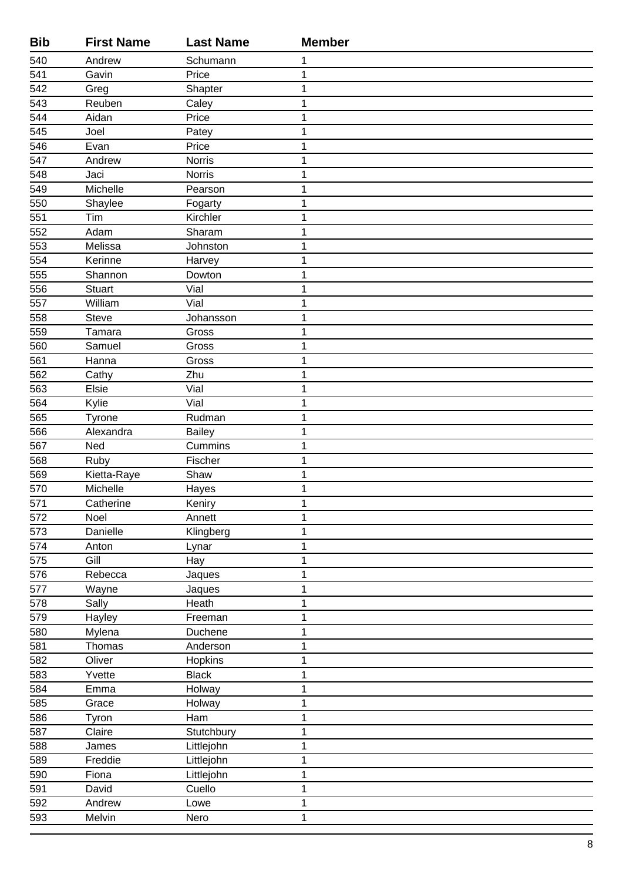| Bib | First Name | Last Name | Member |
|---|---|---|---|
| 540 | Andrew | Schumann | 1 |
| 541 | Gavin | Price | 1 |
| 542 | Greg | Shapter | 1 |
| 543 | Reuben | Caley | 1 |
| 544 | Aidan | Price | 1 |
| 545 | Joel | Patey | 1 |
| 546 | Evan | Price | 1 |
| 547 | Andrew | Norris | 1 |
| 548 | Jaci | Norris | 1 |
| 549 | Michelle | Pearson | 1 |
| 550 | Shaylee | Fogarty | 1 |
| 551 | Tim | Kirchler | 1 |
| 552 | Adam | Sharam | 1 |
| 553 | Melissa | Johnston | 1 |
| 554 | Kerinne | Harvey | 1 |
| 555 | Shannon | Dowton | 1 |
| 556 | Stuart | Vial | 1 |
| 557 | William | Vial | 1 |
| 558 | Steve | Johansson | 1 |
| 559 | Tamara | Gross | 1 |
| 560 | Samuel | Gross | 1 |
| 561 | Hanna | Gross | 1 |
| 562 | Cathy | Zhu | 1 |
| 563 | Elsie | Vial | 1 |
| 564 | Kylie | Vial | 1 |
| 565 | Tyrone | Rudman | 1 |
| 566 | Alexandra | Bailey | 1 |
| 567 | Ned | Cummins | 1 |
| 568 | Ruby | Fischer | 1 |
| 569 | Kietta-Raye | Shaw | 1 |
| 570 | Michelle | Hayes | 1 |
| 571 | Catherine | Keniry | 1 |
| 572 | Noel | Annett | 1 |
| 573 | Danielle | Klingberg | 1 |
| 574 | Anton | Lynar | 1 |
| 575 | Gill | Hay | 1 |
| 576 | Rebecca | Jaques | 1 |
| 577 | Wayne | Jaques | 1 |
| 578 | Sally | Heath | 1 |
| 579 | Hayley | Freeman | 1 |
| 580 | Mylena | Duchene | 1 |
| 581 | Thomas | Anderson | 1 |
| 582 | Oliver | Hopkins | 1 |
| 583 | Yvette | Black | 1 |
| 584 | Emma | Holway | 1 |
| 585 | Grace | Holway | 1 |
| 586 | Tyron | Ham | 1 |
| 587 | Claire | Stutchbury | 1 |
| 588 | James | Littlejohn | 1 |
| 589 | Freddie | Littlejohn | 1 |
| 590 | Fiona | Littlejohn | 1 |
| 591 | David | Cuello | 1 |
| 592 | Andrew | Lowe | 1 |
| 593 | Melvin | Nero | 1 |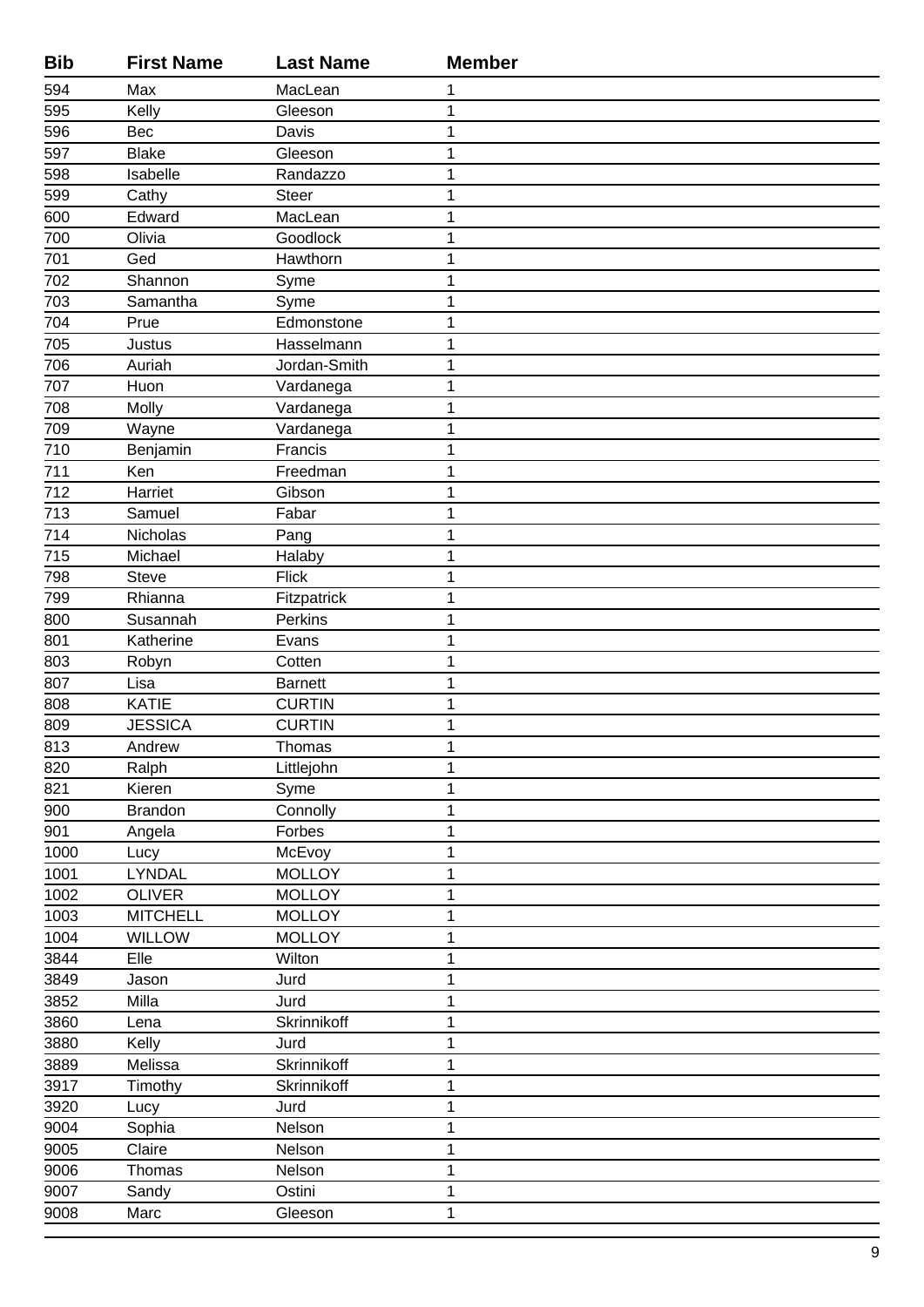| Bib | First Name | Last Name | Member |
|---|---|---|---|
| 594 | Max | MacLean | 1 |
| 595 | Kelly | Gleeson | 1 |
| 596 | Bec | Davis | 1 |
| 597 | Blake | Gleeson | 1 |
| 598 | Isabelle | Randazzo | 1 |
| 599 | Cathy | Steer | 1 |
| 600 | Edward | MacLean | 1 |
| 700 | Olivia | Goodlock | 1 |
| 701 | Ged | Hawthorn | 1 |
| 702 | Shannon | Syme | 1 |
| 703 | Samantha | Syme | 1 |
| 704 | Prue | Edmonstone | 1 |
| 705 | Justus | Hasselmann | 1 |
| 706 | Auriah | Jordan-Smith | 1 |
| 707 | Huon | Vardanega | 1 |
| 708 | Molly | Vardanega | 1 |
| 709 | Wayne | Vardanega | 1 |
| 710 | Benjamin | Francis | 1 |
| 711 | Ken | Freedman | 1 |
| 712 | Harriet | Gibson | 1 |
| 713 | Samuel | Fabar | 1 |
| 714 | Nicholas | Pang | 1 |
| 715 | Michael | Halaby | 1 |
| 798 | Steve | Flick | 1 |
| 799 | Rhianna | Fitzpatrick | 1 |
| 800 | Susannah | Perkins | 1 |
| 801 | Katherine | Evans | 1 |
| 803 | Robyn | Cotten | 1 |
| 807 | Lisa | Barnett | 1 |
| 808 | KATIE | CURTIN | 1 |
| 809 | JESSICA | CURTIN | 1 |
| 813 | Andrew | Thomas | 1 |
| 820 | Ralph | Littlejohn | 1 |
| 821 | Kieren | Syme | 1 |
| 900 | Brandon | Connolly | 1 |
| 901 | Angela | Forbes | 1 |
| 1000 | Lucy | McEvoy | 1 |
| 1001 | LYNDAL | MOLLOY | 1 |
| 1002 | OLIVER | MOLLOY | 1 |
| 1003 | MITCHELL | MOLLOY | 1 |
| 1004 | WILLOW | MOLLOY | 1 |
| 3844 | Elle | Wilton | 1 |
| 3849 | Jason | Jurd | 1 |
| 3852 | Milla | Jurd | 1 |
| 3860 | Lena | Skrinnikoff | 1 |
| 3880 | Kelly | Jurd | 1 |
| 3889 | Melissa | Skrinnikoff | 1 |
| 3917 | Timothy | Skrinnikoff | 1 |
| 3920 | Lucy | Jurd | 1 |
| 9004 | Sophia | Nelson | 1 |
| 9005 | Claire | Nelson | 1 |
| 9006 | Thomas | Nelson | 1 |
| 9007 | Sandy | Ostini | 1 |
| 9008 | Marc | Gleeson | 1 |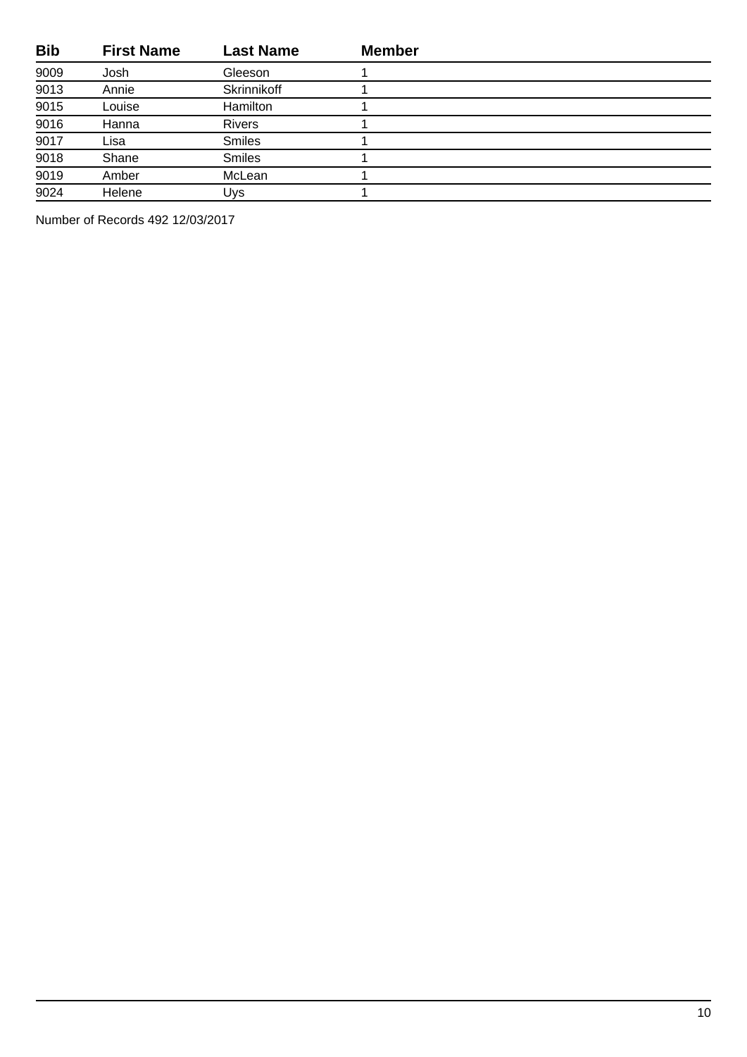| Bib | First Name | Last Name | Member |
|---|---|---|---|
| 9009 | Josh | Gleeson | 1 |
| 9013 | Annie | Skrinnikoff | 1 |
| 9015 | Louise | Hamilton | 1 |
| 9016 | Hanna | Rivers | 1 |
| 9017 | Lisa | Smiles | 1 |
| 9018 | Shane | Smiles | 1 |
| 9019 | Amber | McLean | 1 |
| 9024 | Helene | Uys | 1 |

Number of Records 492 12/03/2017